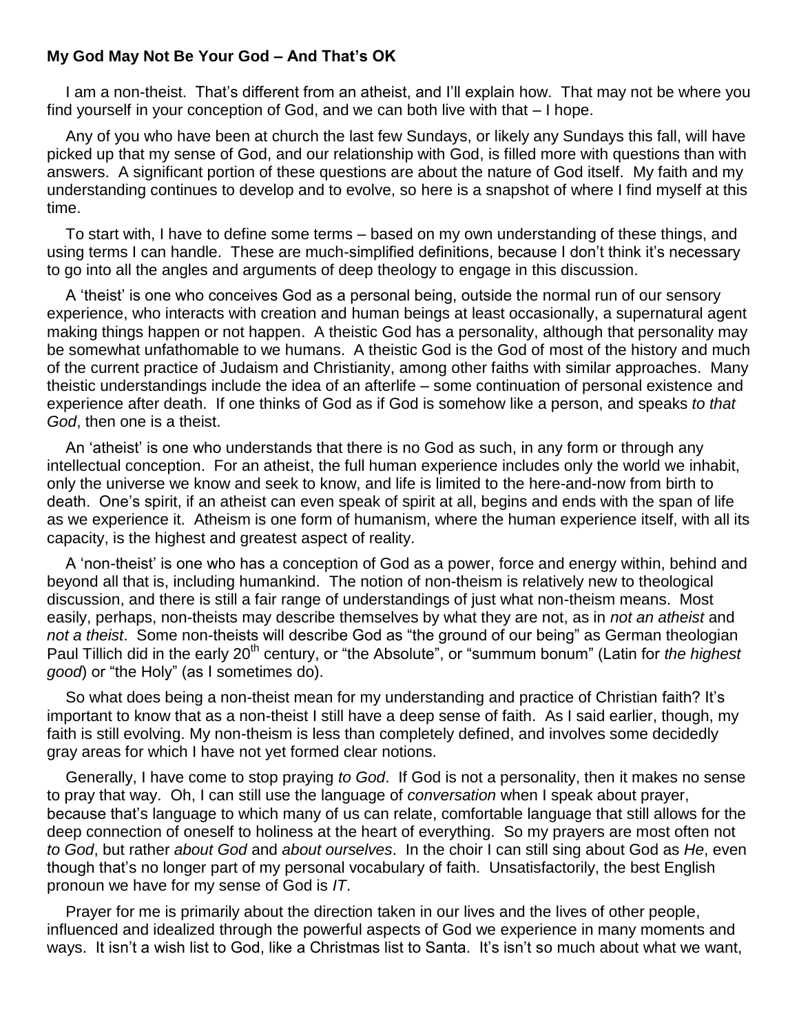**My God May Not Be Your God – And That's OK**

I am a non-theist. That's different from an atheist, and I'll explain how. That may not be where you find yourself in your conception of God, and we can both live with that – I hope.

Any of you who have been at church the last few Sundays, or likely any Sundays this fall, will have picked up that my sense of God, and our relationship with God, is filled more with questions than with answers. A significant portion of these questions are about the nature of God itself. My faith and my understanding continues to develop and to evolve, so here is a snapshot of where I find myself at this time.

To start with, I have to define some terms – based on my own understanding of these things, and using terms I can handle. These are much-simplified definitions, because I don't think it's necessary to go into all the angles and arguments of deep theology to engage in this discussion.

A 'theist' is one who conceives God as a personal being, outside the normal run of our sensory experience, who interacts with creation and human beings at least occasionally, a supernatural agent making things happen or not happen. A theistic God has a personality, although that personality may be somewhat unfathomable to we humans. A theistic God is the God of most of the history and much of the current practice of Judaism and Christianity, among other faiths with similar approaches. Many theistic understandings include the idea of an afterlife – some continuation of personal existence and experience after death. If one thinks of God as if God is somehow like a person, and speaks *to that God*, then one is a theist.

An 'atheist' is one who understands that there is no God as such, in any form or through any intellectual conception. For an atheist, the full human experience includes only the world we inhabit, only the universe we know and seek to know, and life is limited to the here-and-now from birth to death. One's spirit, if an atheist can even speak of spirit at all, begins and ends with the span of life as we experience it. Atheism is one form of humanism, where the human experience itself, with all its capacity, is the highest and greatest aspect of reality.

A 'non-theist' is one who has a conception of God as a power, force and energy within, behind and beyond all that is, including humankind. The notion of non-theism is relatively new to theological discussion, and there is still a fair range of understandings of just what non-theism means. Most easily, perhaps, non-theists may describe themselves by what they are not, as in *not an atheist* and *not a theist*. Some non-theists will describe God as "the ground of our being" as German theologian Paul Tillich did in the early 20th century, or "the Absolute", or "summum bonum" (Latin for *the highest good*) or "the Holy" (as I sometimes do).

So what does being a non-theist mean for my understanding and practice of Christian faith? It's important to know that as a non-theist I still have a deep sense of faith. As I said earlier, though, my faith is still evolving. My non-theism is less than completely defined, and involves some decidedly gray areas for which I have not yet formed clear notions.

Generally, I have come to stop praying *to God*. If God is not a personality, then it makes no sense to pray that way. Oh, I can still use the language of *conversation* when I speak about prayer, because that's language to which many of us can relate, comfortable language that still allows for the deep connection of oneself to holiness at the heart of everything. So my prayers are most often not *to God*, but rather *about God* and *about ourselves*. In the choir I can still sing about God as *He*, even though that's no longer part of my personal vocabulary of faith. Unsatisfactorily, the best English pronoun we have for my sense of God is *IT*.

Prayer for me is primarily about the direction taken in our lives and the lives of other people, influenced and idealized through the powerful aspects of God we experience in many moments and ways. It isn't a wish list to God, like a Christmas list to Santa. It's isn't so much about what we want,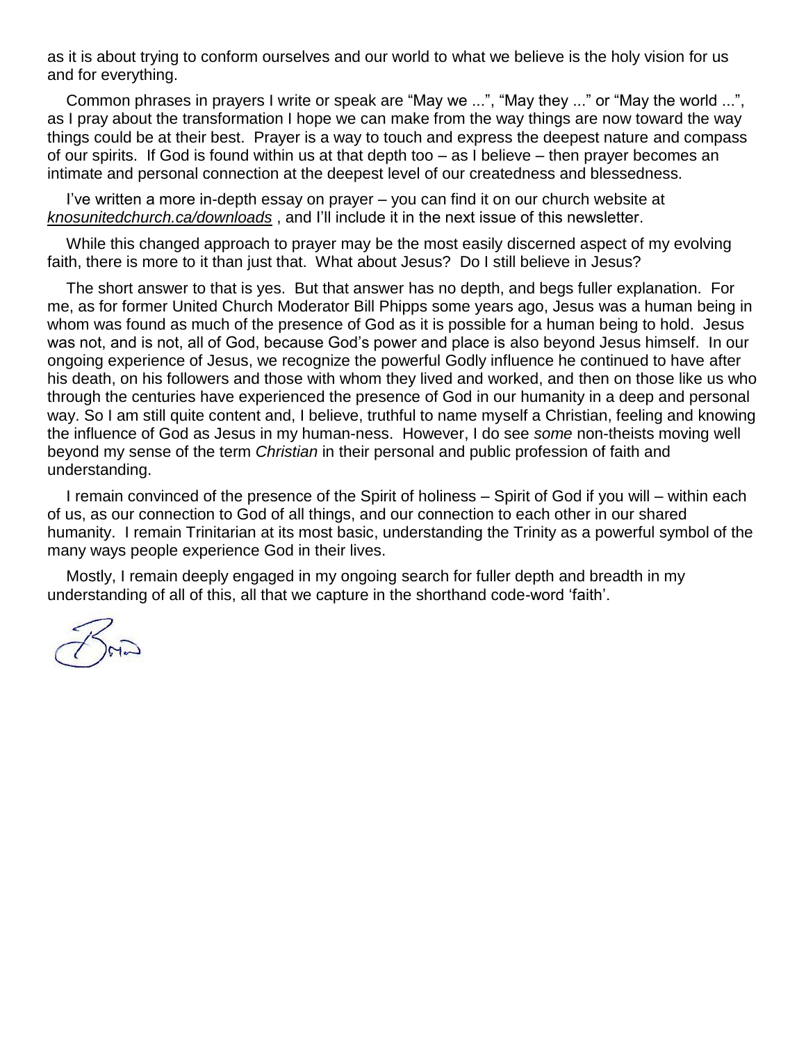as it is about trying to conform ourselves and our world to what we believe is the holy vision for us and for everything.

Common phrases in prayers I write or speak are “May we ...”, “May they ...” or “May the world ...”, as I pray about the transformation I hope we can make from the way things are now toward the way things could be at their best. Prayer is a way to touch and express the deepest nature and compass of our spirits. If God is found within us at that depth too – as I believe – then prayer becomes an intimate and personal connection at the deepest level of our createdness and blessedness.

I’ve written a more in-depth essay on prayer – you can find it on our church website at *knosunitedchurch.ca/downloads* , and I’ll include it in the next issue of this newsletter.

While this changed approach to prayer may be the most easily discerned aspect of my evolving faith, there is more to it than just that. What about Jesus? Do I still believe in Jesus?

The short answer to that is yes. But that answer has no depth, and begs fuller explanation. For me, as for former United Church Moderator Bill Phipps some years ago, Jesus was a human being in whom was found as much of the presence of God as it is possible for a human being to hold. Jesus was not, and is not, all of God, because God’s power and place is also beyond Jesus himself. In our ongoing experience of Jesus, we recognize the powerful Godly influence he continued to have after his death, on his followers and those with whom they lived and worked, and then on those like us who through the centuries have experienced the presence of God in our humanity in a deep and personal way. So I am still quite content and, I believe, truthful to name myself a Christian, feeling and knowing the influence of God as Jesus in my human-ness. However, I do see *some* non-theists moving well beyond my sense of the term *Christian* in their personal and public profession of faith and understanding.

I remain convinced of the presence of the Spirit of holiness – Spirit of God if you will – within each of us, as our connection to God of all things, and our connection to each other in our shared humanity. I remain Trinitarian at its most basic, understanding the Trinity as a powerful symbol of the many ways people experience God in their lives.

Mostly, I remain deeply engaged in my ongoing search for fuller depth and breadth in my understanding of all of this, all that we capture in the shorthand code-word ‘faith’.

Brian